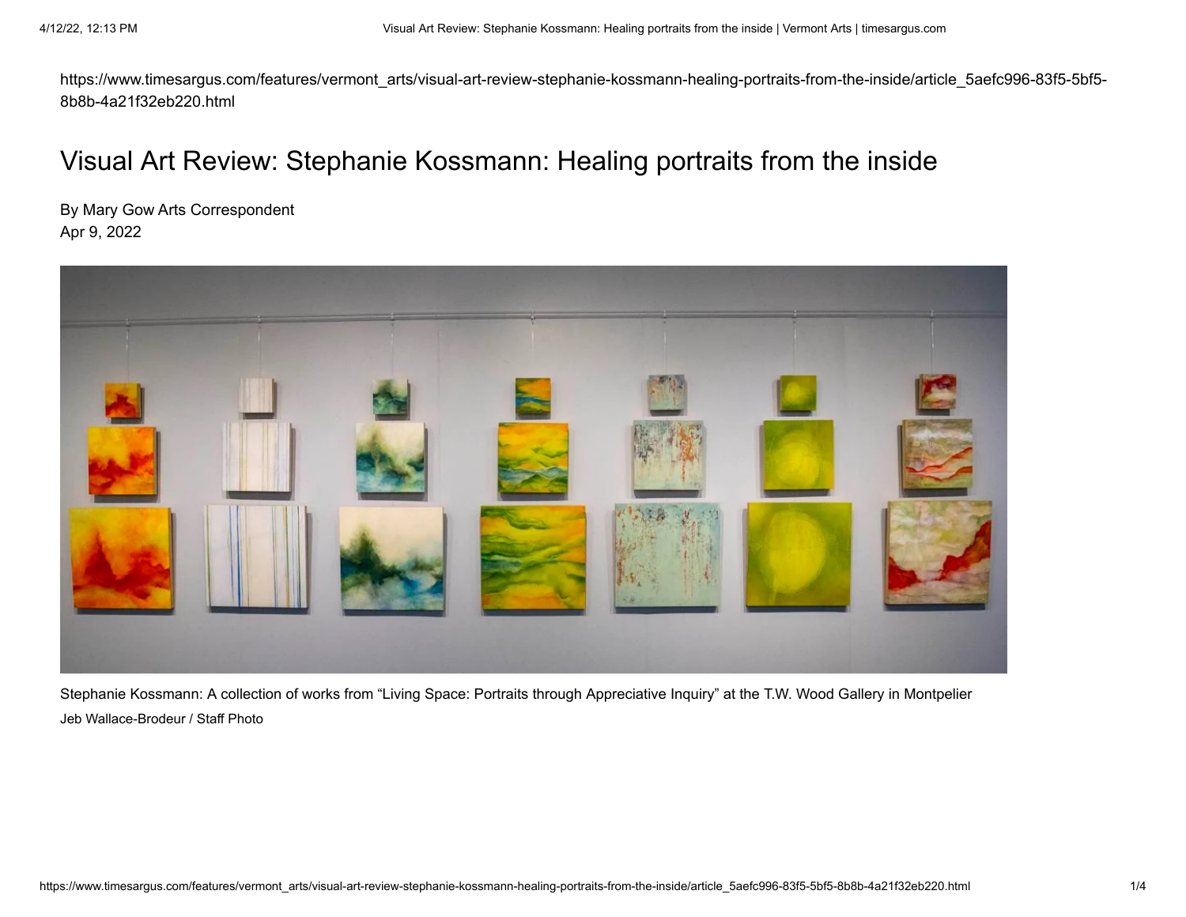https://www.timesargus.com/features/vermont_arts/visual-art-review-stephanie-kossmann-healing-portraits-from-the-inside/article_5aefc996-83f5-5bf5-8b8b-4a21f32eb220.html

# Visual Art Review: Stephanie Kossmann: Healing portraits from the inside

By Mary Gow Arts Correspondent
Apr 9, 2022

Stephanie Kossmann: A collection of works from "Living Space: Portraits through Appreciative Inquiry" at the T.W. Wood Gallery in Montpelier
Jeb Wallace-Brodeur / Staff Photo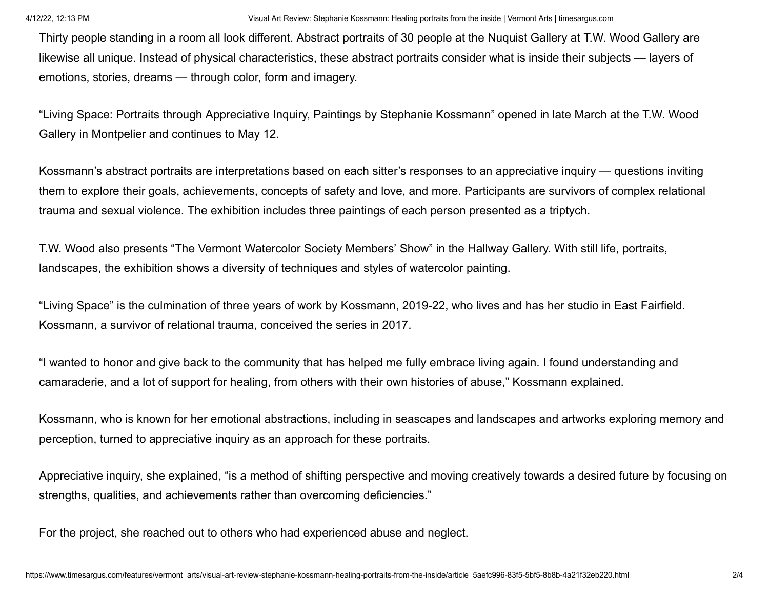Thirty people standing in a room all look different. Abstract portraits of 30 people at the Nuquist Gallery at T.W. Wood Gallery are likewise all unique. Instead of physical characteristics, these abstract portraits consider what is inside their subjects — layers of emotions, stories, dreams — through color, form and imagery.

“Living Space: Portraits through Appreciative Inquiry, Paintings by Stephanie Kossmann” opened in late March at the T.W. Wood Gallery in Montpelier and continues to May 12.

Kossmann’s abstract portraits are interpretations based on each sitter’s responses to an appreciative inquiry — questions inviting them to explore their goals, achievements, concepts of safety and love, and more. Participants are survivors of complex relational trauma and sexual violence. The exhibition includes three paintings of each person presented as a triptych.

T.W. Wood also presents “The Vermont Watercolor Society Members’ Show” in the Hallway Gallery. With still life, portraits, landscapes, the exhibition shows a diversity of techniques and styles of watercolor painting.

“Living Space” is the culmination of three years of work by Kossmann, 2019-22, who lives and has her studio in East Fairfield. Kossmann, a survivor of relational trauma, conceived the series in 2017.

“I wanted to honor and give back to the community that has helped me fully embrace living again. I found understanding and camaraderie, and a lot of support for healing, from others with their own histories of abuse,” Kossmann explained.

Kossmann, who is known for her emotional abstractions, including in seascapes and landscapes and artworks exploring memory and perception, turned to appreciative inquiry as an approach for these portraits.

Appreciative inquiry, she explained, “is a method of shifting perspective and moving creatively towards a desired future by focusing on strengths, qualities, and achievements rather than overcoming deficiencies.”

For the project, she reached out to others who had experienced abuse and neglect.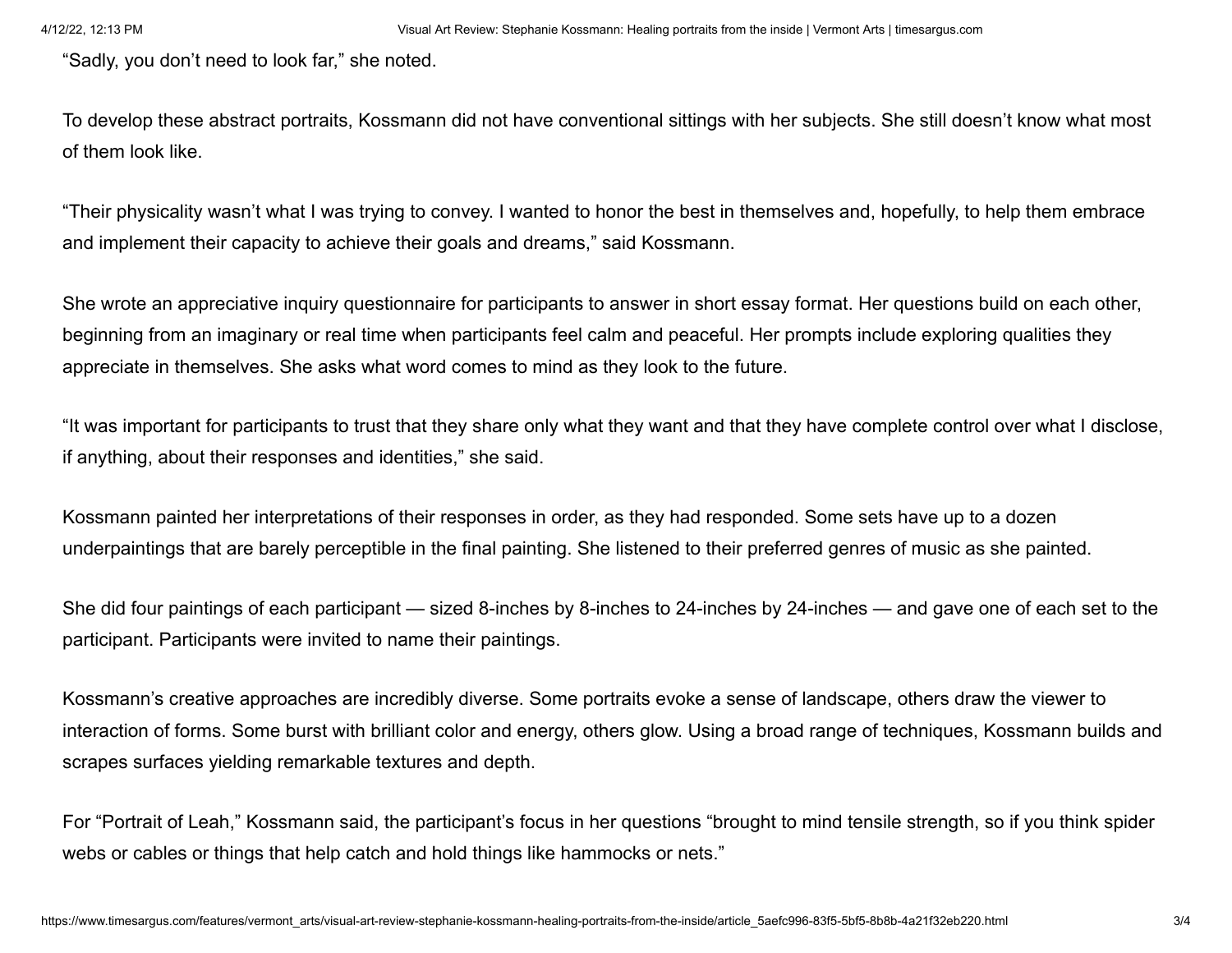“Sadly, you don’t need to look far,” she noted.

To develop these abstract portraits, Kossmann did not have conventional sittings with her subjects. She still doesn’t know what most of them look like.

“Their physicality wasn’t what I was trying to convey. I wanted to honor the best in themselves and, hopefully, to help them embrace and implement their capacity to achieve their goals and dreams,” said Kossmann.

She wrote an appreciative inquiry questionnaire for participants to answer in short essay format. Her questions build on each other, beginning from an imaginary or real time when participants feel calm and peaceful. Her prompts include exploring qualities they appreciate in themselves. She asks what word comes to mind as they look to the future.

“It was important for participants to trust that they share only what they want and that they have complete control over what I disclose, if anything, about their responses and identities,” she said.

Kossmann painted her interpretations of their responses in order, as they had responded. Some sets have up to a dozen underpaintings that are barely perceptible in the final painting. She listened to their preferred genres of music as she painted.

She did four paintings of each participant — sized 8-inches by 8-inches to 24-inches by 24-inches — and gave one of each set to the participant. Participants were invited to name their paintings.

Kossmann’s creative approaches are incredibly diverse. Some portraits evoke a sense of landscape, others draw the viewer to interaction of forms. Some burst with brilliant color and energy, others glow. Using a broad range of techniques, Kossmann builds and scrapes surfaces yielding remarkable textures and depth.

For “Portrait of Leah,” Kossmann said, the participant’s focus in her questions “brought to mind tensile strength, so if you think spider webs or cables or things that help catch and hold things like hammocks or nets.”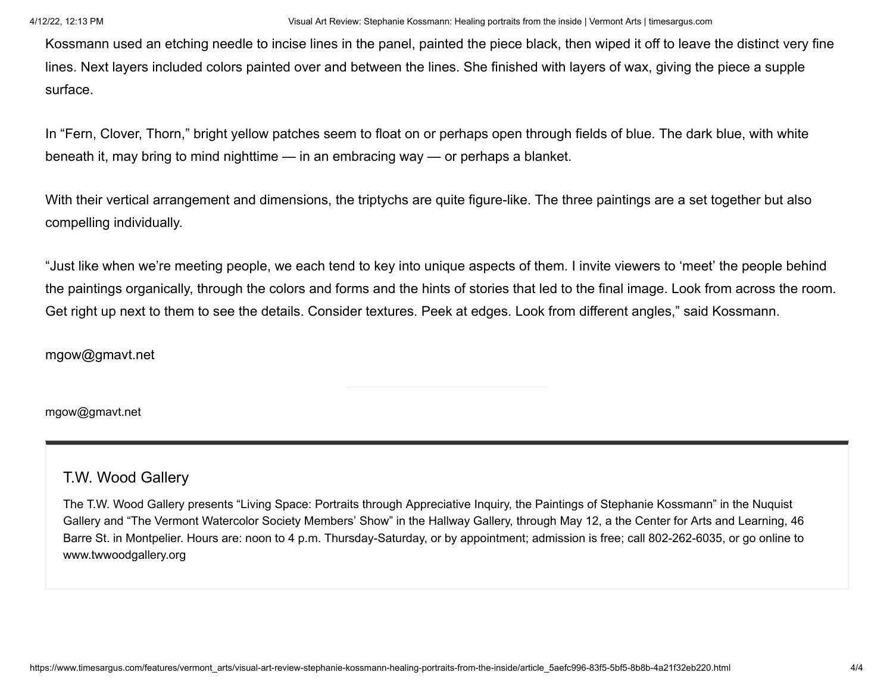Kossmann used an etching needle to incise lines in the panel, painted the piece black, then wiped it off to leave the distinct very fine lines. Next layers included colors painted over and between the lines. She finished with layers of wax, giving the piece a supple surface.

In “Fern, Clover, Thorn,” bright yellow patches seem to float on or perhaps open through fields of blue. The dark blue, with white beneath it, may bring to mind nighttime — in an embracing way — or perhaps a blanket.

With their vertical arrangement and dimensions, the triptychs are quite figure-like. The three paintings are a set together but also compelling individually.

“Just like when we’re meeting people, we each tend to key into unique aspects of them. I invite viewers to ‘meet’ the people behind the paintings organically, through the colors and forms and the hints of stories that led to the final image. Look from across the room. Get right up next to them to see the details. Consider textures. Peek at edges. Look from different angles,” said Kossmann.

mgow@gmavt.net

---

mgow@gmavt.net

## T.W. Wood Gallery

The T.W. Wood Gallery presents “Living Space: Portraits through Appreciative Inquiry, the Paintings of Stephanie Kossmann” in the Nuquist Gallery and “The Vermont Watercolor Society Members’ Show” in the Hallway Gallery, through May 12, a the Center for Arts and Learning, 46 Barre St. in Montpelier. Hours are: noon to 4 p.m. Thursday-Saturday, or by appointment; admission is free; call 802-262-6035, or go online to www.twwoodgallery.org